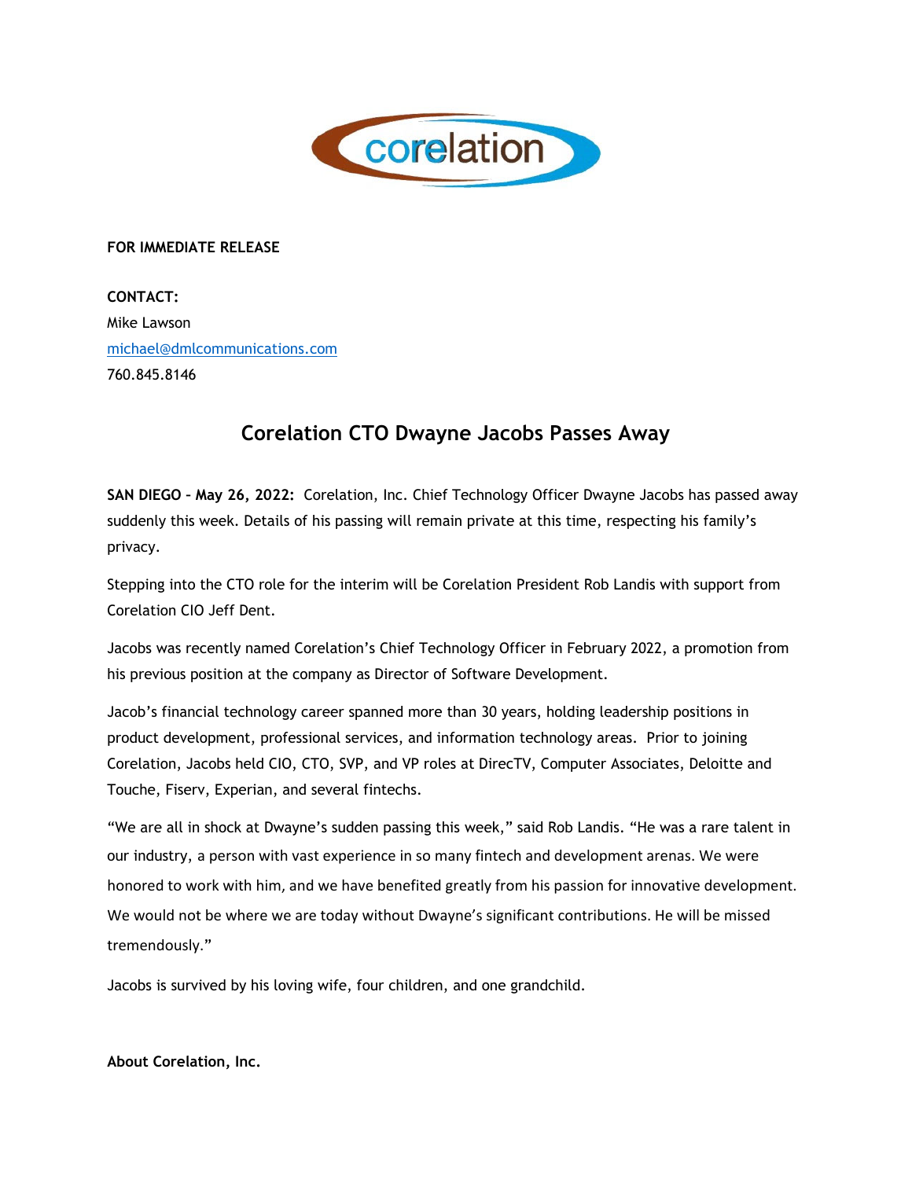corelation

**FOR IMMEDIATE RELEASE**

**CONTACT:**
Mike Lawson
michael@dmlcommunications.com
760.845.8146

## Corelation CTO Dwayne Jacobs Passes Away

**SAN DIEGO – May 26, 2022:** Corelation, Inc. Chief Technology Officer Dwayne Jacobs has passed away suddenly this week. Details of his passing will remain private at this time, respecting his family's privacy.

Stepping into the CTO role for the interim will be Corelation President Rob Landis with support from Corelation CIO Jeff Dent.

Jacobs was recently named Corelation's Chief Technology Officer in February 2022, a promotion from his previous position at the company as Director of Software Development.

Jacob's financial technology career spanned more than 30 years, holding leadership positions in product development, professional services, and information technology areas. Prior to joining Corelation, Jacobs held CIO, CTO, SVP, and VP roles at DirecTV, Computer Associates, Deloitte and Touche, Fiserv, Experian, and several fintechs.

"We are all in shock at Dwayne's sudden passing this week," said Rob Landis. "He was a rare talent in our industry, a person with vast experience in so many fintech and development arenas. We were honored to work with him, and we have benefited greatly from his passion for innovative development. We would not be where we are today without Dwayne's significant contributions. He will be missed tremendously."

Jacobs is survived by his loving wife, four children, and one grandchild.

**About Corelation, Inc.**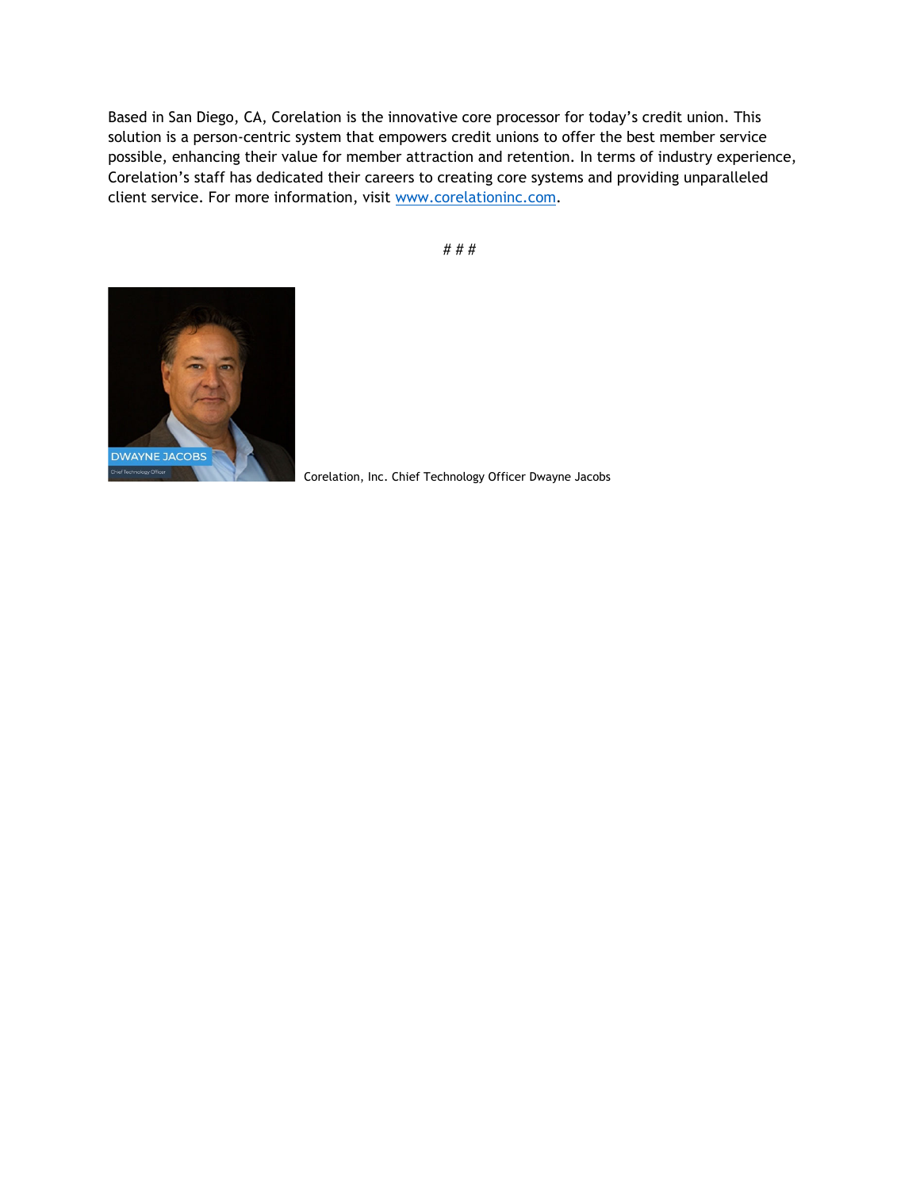Based in San Diego, CA, Corelation is the innovative core processor for today's credit union. This solution is a person-centric system that empowers credit unions to offer the best member service possible, enhancing their value for member attraction and retention. In terms of industry experience, Corelation's staff has dedicated their careers to creating core systems and providing unparalleled client service. For more information, visit [www.corelationinc.com](http://www.corelationinc.com).

# # #

Corelation, Inc. Chief Technology Officer Dwayne Jacobs